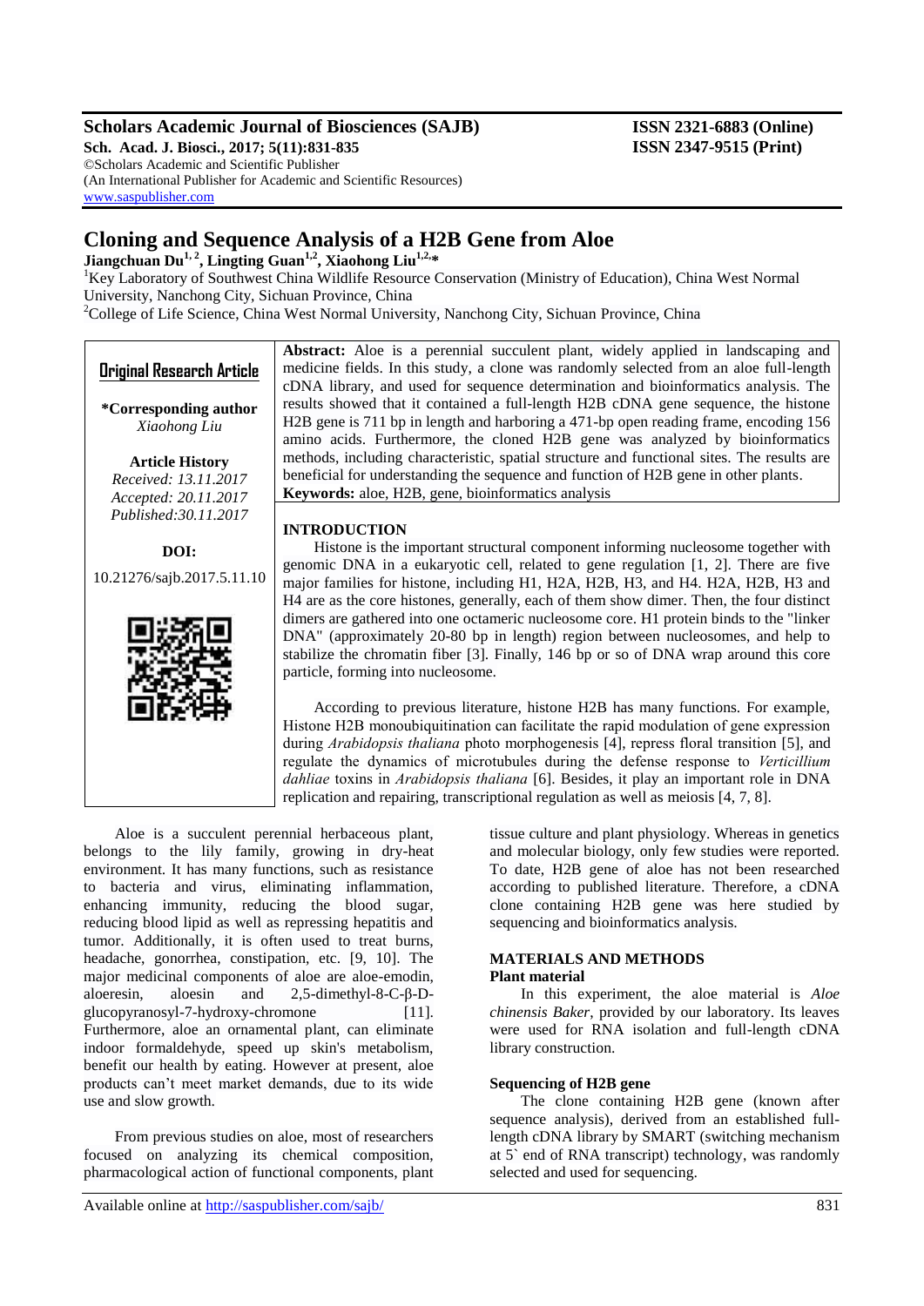Scholars Academic Journal of Biosciences (SAJB) ISSN 2321-6883 (Online)
Sch. Acad. J. Biosci., 2017; 5(11):831-835 ISSN 2347-9515 (Print)
©Scholars Academic and Scientific Publisher
(An International Publisher for Academic and Scientific Resources)
www.saspublisher.com

# Cloning and Sequence Analysis of a H2B Gene from Aloe

**Jiangchuan Du[1,2], Lingting Guan[1,2], Xiaohong Liu[1,2,*]**

[1]Key Laboratory of Southwest China Wildlife Resource Conservation (Ministry of Education), China West Normal University, Nanchong City, Sichuan Province, China

[2]College of Life Science, China West Normal University, Nanchong City, Sichuan Province, China

**Original Research Article**

**\*Corresponding author**
*Xiaohong Liu*

**Article History**
*Received: 13.11.2017*
*Accepted: 20.11.2017*
*Published:30.11.2017*

**DOI:**
10.21276/sajb.2017.5.11.10

**Abstract:** Aloe is a perennial succulent plant, widely applied in landscaping and medicine fields. In this study, a clone was randomly selected from an aloe full-length cDNA library, and used for sequence determination and bioinformatics analysis. The results showed that it contained a full-length H2B cDNA gene sequence, the histone H2B gene is 711 bp in length and harboring a 471-bp open reading frame, encoding 156 amino acids. Furthermore, the cloned H2B gene was analyzed by bioinformatics methods, including characteristic, spatial structure and functional sites. The results are beneficial for understanding the sequence and function of H2B gene in other plants.

**Keywords:** aloe, H2B, gene, bioinformatics analysis

## INTRODUCTION

Histone is the important structural component informing nucleosome together with genomic DNA in a eukaryotic cell, related to gene regulation [1, 2]. There are five major families for histone, including H1, H2A, H2B, H3, and H4. H2A, H2B, H3 and H4 are as the core histones, generally, each of them show dimer. Then, the four distinct dimers are gathered into one octameric nucleosome core. H1 protein binds to the "linker DNA" (approximately 20-80 bp in length) region between nucleosomes, and help to stabilize the chromatin fiber [3]. Finally, 146 bp or so of DNA wrap around this core particle, forming into nucleosome.

According to previous literature, histone H2B has many functions. For example, Histone H2B monoubiquitination can facilitate the rapid modulation of gene expression during *Arabidopsis thaliana* photo morphogenesis [4], repress floral transition [5], and regulate the dynamics of microtubules during the defense response to *Verticillium dahliae* toxins in *Arabidopsis thaliana* [6]. Besides, it play an important role in DNA replication and repairing, transcriptional regulation as well as meiosis [4, 7, 8].

Aloe is a succulent perennial herbaceous plant, belongs to the lily family, growing in dry-heat environment. It has many functions, such as resistance to bacteria and virus, eliminating inflammation, enhancing immunity, reducing the blood sugar, reducing blood lipid as well as repressing hepatitis and tumor. Additionally, it is often used to treat burns, headache, gonorrhea, constipation, etc. [9, 10]. The major medicinal components of aloe are aloe-emodin, aloeresin, aloesin and 2,5-dimethyl-8-C-β-D-glucopyranosyl-7-hydroxy-chromone [11]. Furthermore, aloe an ornamental plant, can eliminate indoor formaldehyde, speed up skin's metabolism, benefit our health by eating. However at present, aloe products can't meet market demands, due to its wide use and slow growth.

From previous studies on aloe, most of researchers focused on analyzing its chemical composition, pharmacological action of functional components, plant tissue culture and plant physiology. Whereas in genetics and molecular biology, only few studies were reported. To date, H2B gene of aloe has not been researched according to published literature. Therefore, a cDNA clone containing H2B gene was here studied by sequencing and bioinformatics analysis.

## MATERIALS AND METHODS

### Plant material

In this experiment, the aloe material is *Aloe chinensis Baker*, provided by our laboratory. Its leaves were used for RNA isolation and full-length cDNA library construction.

### Sequencing of H2B gene

The clone containing H2B gene (known after sequence analysis), derived from an established full-length cDNA library by SMART (switching mechanism at 5` end of RNA transcript) technology, was randomly selected and used for sequencing.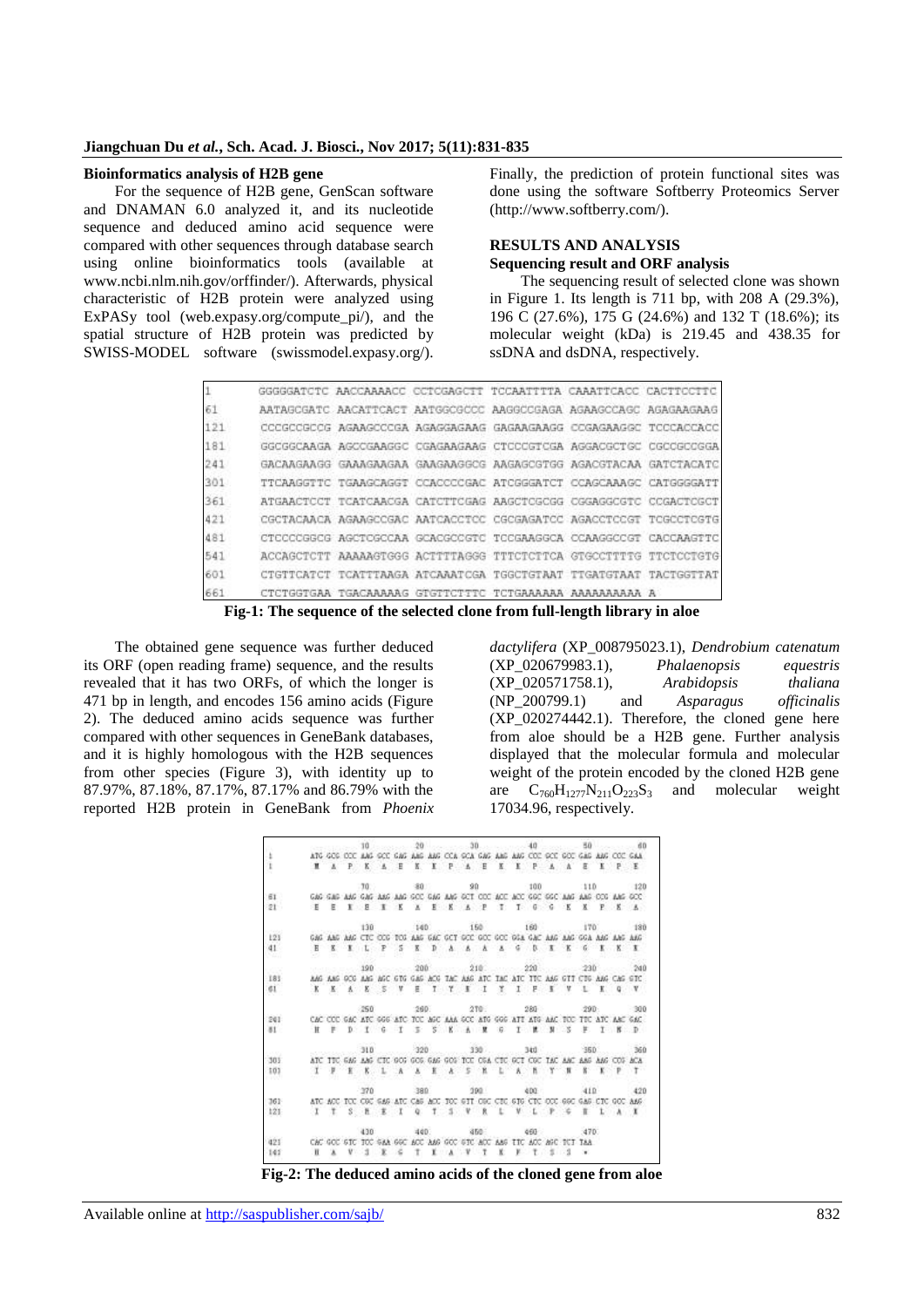### Bioinformatics analysis of H2B gene

For the sequence of H2B gene, GenScan software and DNAMAN 6.0 analyzed it, and its nucleotide sequence and deduced amino acid sequence were compared with other sequences through database search using online bioinformatics tools (available at www.ncbi.nlm.nih.gov/orffinder/). Afterwards, physical characteristic of H2B protein were analyzed using ExPASy tool (web.expasy.org/compute_pi/), and the spatial structure of H2B protein was predicted by SWISS-MODEL software (swissmodel.expasy.org/). Finally, the prediction of protein functional sites was done using the software Softberry Proteomics Server (http://www.softberry.com/).

## RESULTS AND ANALYSIS

### Sequencing result and ORF analysis

The sequencing result of selected clone was shown in Figure 1. Its length is 711 bp, with 208 A (29.3%), 196 C (27.6%), 175 G (24.6%) and 132 T (18.6%); its molecular weight (kDa) is 219.45 and 438.35 for ssDNA and dsDNA, respectively.

```
1    GGGGGATCTC AACCAAAACC CCTCGAGCTT TCCAATTTTA CAAATTCACC CACTTCCTTC
61   AATAGCGATC AACATTCACT AATGGCGCCC AAGGCCGAGA AGAAGCCAGC AGAGAAGAAG
121  CCCGCCGCCG AGAAGCCCGA AGAGGAGAAG GAGAAGAAGG CCGAGAAGGC TCCCACCACC
181  GGCGGCAAGA AGCCGAAGGC CGAGAAGAAG CTCCCGTCGA AGGACGCTGC CGCCGCCGGA
241  GACAAGAAGG GAAAGAAGAA GAAGAAGGCG AAGAGCGTGG AGACGTACAA GATCTACATC
301  TTCAAGGTTC TGAAGCAGGT CCACCCCGAC ATCGGGATCT CCAGCAAAGC CATGGGGATT
361  ATGAACTCCT TCATCAACGA CATCTTCGAG AAGCTCGCGG CGGAGGCGTC CCGACTCGCT
421  CGCTACAACA AGAAGCCGAC AATCACCTCC CGCGAGATCC AGACCTCCGT TCGCCTCGTG
481  CTCCCCGGCG AGCTCGCCAA GCACGCCGTC TCCGAAGGCA CCAAGGCCGT CACCAAGTTC
541  ACCAGCTCTT AAAAAGTGGG ACTTTTAGGG TTTCTCTTCA GTGCCTTTTG TTCTCCTGTG
601  CTGTTCATCT TCATTTAAGA ATCAAATCGA TGGCTGTAAT TTGATGTAAT TACTGGTTAT
661  CTCTGGTGAA TGACAAAAAG GTGTTCTTTC TCTGAAAAAA AAAAAAAAAA A
```

**Fig-1: The sequence of the selected clone from full-length library in aloe**

The obtained gene sequence was further deduced its ORF (open reading frame) sequence, and the results revealed that it has two ORFs, of which the longer is 471 bp in length, and encodes 156 amino acids (Figure 2). The deduced amino acids sequence was further compared with other sequences in GeneBank databases, and it is highly homologous with the H2B sequences from other species (Figure 3), with identity up to 87.97%, 87.18%, 87.17%, 87.17% and 86.79% with the reported H2B protein in GeneBank from *Phoenix dactylifera* (XP_008795023.1), *Dendrobium catenatum* (XP_020679983.1), *Phalaenopsis equestris* (XP_020571758.1), *Arabidopsis thaliana* (NP_200799.1) and *Asparagus officinalis* (XP_020274442.1). Therefore, the cloned gene here from aloe should be a H2B gene. Further analysis displayed that the molecular formula and molecular weight of the protein encoded by the cloned H2B gene are $C_{760}H_{1277}N_{211}O_{223}S_3$ and molecular weight 17034.96, respectively.

```
                   10                  20                  30                  40                  50                  60
1    ATG GCG CCC AAG GCC GAG AAG AAG CCA GCA GAG AAG AAG CCC GCC GCC GAG AAG CCC GAA
1     M   A   P   K   A   E   K   K   P   A   E   K   K   P   A   A   E   K   P   E
                   70                  80                  90                 100                 110                 120
61   GAG GAG AAG GAG AAG AAG GCC GAG AAG GCT CCC ACC ACC GGC GGC AAG AAG CCG AAG GCC
21    E   E   K   E   K   K   A   E   K   A   P   T   T   G   G   K   K   P   K   A
                  130                 140                 150                 160                 170                 180
121  GAG AAG AAG CTC CCG TCG AAG GAC GCT GCC GCC GCC GGA GAC AAG AAG GGA AAG AAG AAG
41    E   K   K   L   P   S   K   D   A   A   A   A   G   D   K   K   G   K   K   K
                  190                 200                 210                 220                 230                 240
181  AAG AAG GCG AAG AGC GTG GAG ACG TAC AAG ATC TAC ATC TTC AAG GTT CTG AAG CAG GTC
61    K   K   A   K   S   V   E   T   Y   K   I   Y   I   F   K   V   L   K   Q   V
                  250                 260                 270                 280                 290                 300
241  CAC CCC GAC ATC GGG ATC TCC AGC AAA GCC ATG GGG ATT ATG AAC TCC TTC ATC AAC GAC
81    H   P   D   I   G   I   S   S   K   A   M   G   I   M   N   S   F   I   N   D
                  310                 320                 330                 340                 350                 360
301  ATC TTC GAG AAG CTC GCG GCG GAG GCG TCC CGA CTC GCT CGC TAC AAC AAG AAG CCG ACA
101   I   F   E   K   L   A   A   E   A   S   R   L   A   R   Y   N   K   K   P   T
                  370                 380                 390                 400                 410                 420
361  ATC ACC TCC CGC GAG ATC CAG ACC TCC GTT CGC CTC GTG CTC CCC GGC GAG CTC GCC AAG
121   I   T   S   R   E   I   Q   T   S   V   R   L   V   L   P   G   E   L   A   K
                  430                 440                 450                 460                 470
421  CAC GCC GTC TCC GAA GGC ACC AAG GCC GTC ACC AAG TTC ACC AGC TCT TAA
141   H   A   V   S   E   G   T   K   A   V   T   K   F   T   S   S   *
```

**Fig-2: The deduced amino acids of the cloned gene from aloe**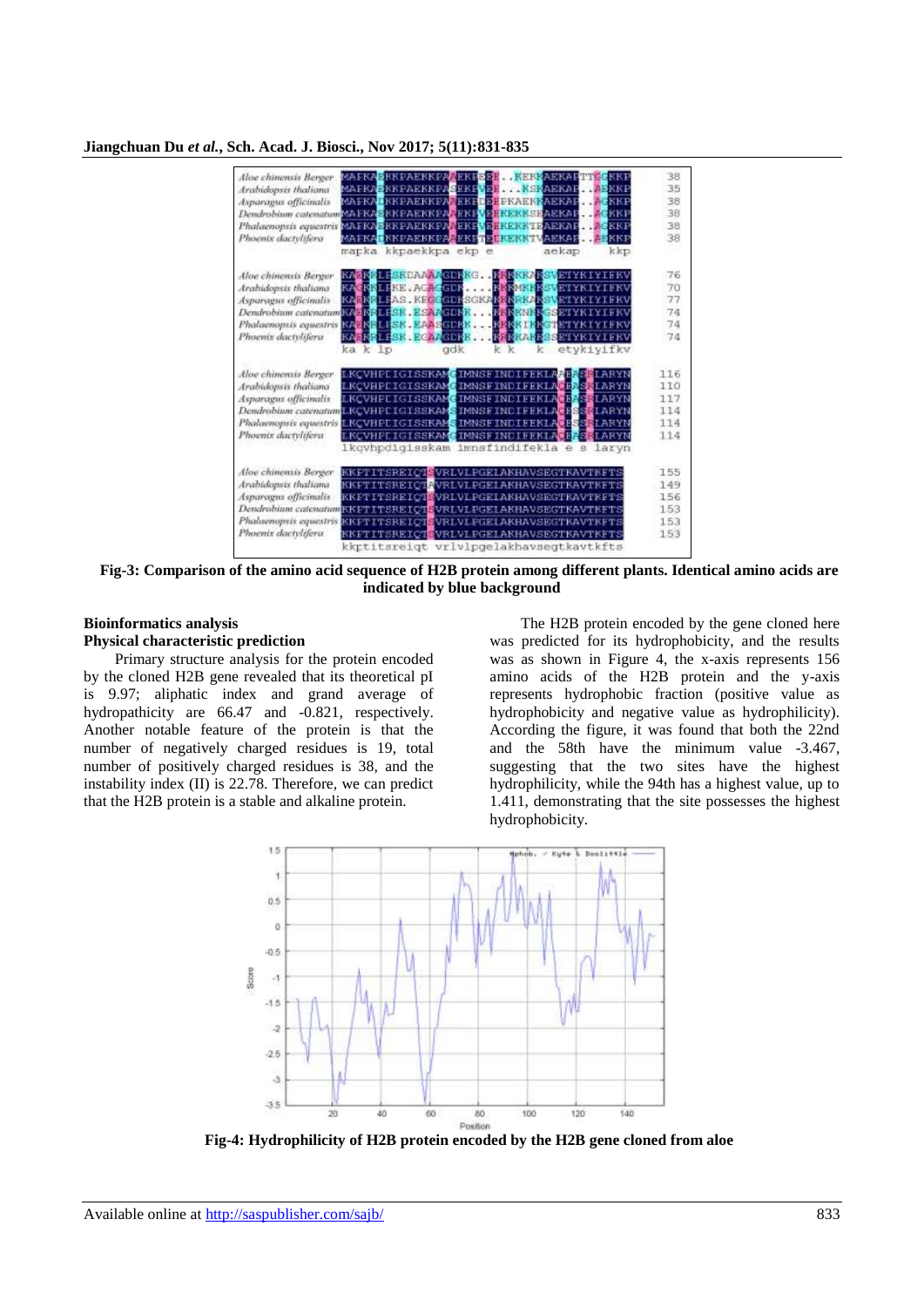```
Aloe chinensis Berger     MAPKAEKKPAEKKPAEKEKEGE..KEKKAEKAETTGGKKP   38
Arabidopsis thaliana      MAPKAEKKPAEKKPASEKPVEE...KSRAEKAE..AEKKP   35
Asparagus officinalis     MAPKADKKPAEKKPAEKEDEEPKAEKKAEKAE..PGKKP    38
Dendrobium catenatum      MAPKAEKKPAEKKPAEKKPVEKEKKSEAEKAE..AGKKP    38
Phalaenopsis equestris    MAPKAEKKPAEKKPAEKKPVEKEKKTEAEKAE..AGKKP    38
Phoenix dactylifera       MAPKAEKKPAEKKPAEKKPTEKEKKTVAEKAE..AEKKP    38
                          mapka kkpaekkpa ekp e     aekap   kkp

Aloe chinensis Berger     KAEKRLESKDAAAAGDKKG..KKKKKAKSVETYKIYIFKV   76
Arabidopsis thaliana      KAGKKLEKE.AGAGGDK....KKKMKKKSVETYKIYIFKV   70
Asparagus officinalis     KAEKRLEAS.KEGGGDKSGKAKKKKRKAKSVETYKIYIFKV  77
Dendrobium catenatum      KAEKRLESK.ESAAGDKK...KKKKNKKGSETYKIYIFKV   74
Phalaenopsis equestris    KAEKRLESK.EAASGDKK...KKKKIKKGTETYKIYIFKV   74
Phoenix dactylifera       KAEKRLESK.EGAAGDKK...KKKKAKKSSETYKIYIFKV   74
                          ka k lp      gdk     k k   k  etykiyifkv

Aloe chinensis Berger     LKQVHPDIGISSKAMGIMNSFINDIFEKLAAEASRLARYN   116
Arabidopsis thaliana      LKQVHPDIGISSKAMGIMNSFINDIFEKLAQEASRLARYN   110
Asparagus officinalis     LKQVHPDIGISSKAMGIMNSFINDIFEKLAGEASRLARYN   117
Dendrobium catenatum      LKQVHPDIGISSKAMSIMNSFINDIFEKLAGESSRLARYN   114
Phalaenopsis equestris    LKQVHPDIGISSKAMSIMNSFINDIFEKLAGESSRLARYN   114
Phoenix dactylifera       LKQVHPDIGISSKAMGIMNSFINDIFEKLAGEASRLARYN   114
                          lkqvhpdigisskam imnsfindifekla e s laryn

Aloe chinensis Berger     KKPTITSREIQTSVRLVLPGELAKHAVSEGTKAVTKFTS   155
Arabidopsis thaliana      KKPTITSREIQTAVRLVLPGELAKHAVSEGTKAVTKFTS   149
Asparagus officinalis     KKPTITSREIQTSVRLVLPGELAKHAVSEGTKAVTKFTS   156
Dendrobium catenatum      KKPTITSREIQTSVRLVLPGELAKHAVSEGTKAVTKFTS   153
Phalaenopsis equestris    KKPTITSREIQTSVRLVLPGELAKHAVSEGTKAVTKFTS   153
Phoenix dactylifera       KKPTITSREIQTSVRLVLPGELAKHAVSEGTKAVTKFTS   153
                          kkptitsreiqt vrlvlpgelakhavsegtkavtkfts
```

**Fig-3: Comparison of the amino acid sequence of H2B protein among different plants. Identical amino acids are indicated by blue background**

### Bioinformatics analysis

#### Physical characteristic prediction

Primary structure analysis for the protein encoded by the cloned H2B gene revealed that its theoretical pI is 9.97; aliphatic index and grand average of hydropathicity are 66.47 and -0.821, respectively. Another notable feature of the protein is that the number of negatively charged residues is 19, total number of positively charged residues is 38, and the instability index (II) is 22.78. Therefore, we can predict that the H2B protein is a stable and alkaline protein.

The H2B protein encoded by the gene cloned here was predicted for its hydrophobicity, and the results was as shown in Figure 4, the x-axis represents 156 amino acids of the H2B protein and the y-axis represents hydrophobic fraction (positive value as hydrophobicity and negative value as hydrophilicity). According the figure, it was found that both the 22nd and the 58th have the minimum value -3.467, suggesting that the two sites have the highest hydrophilicity, while the 94th has a highest value, up to 1.411, demonstrating that the site possesses the highest hydrophobicity.

Hphob. / Kyte & Doolittle

Score

1.5
1
0.5
0
-0.5
-1
-1.5
-2
-2.5
-3
-3.5

20
40
60
80
100
120
140

Position

**Fig-4: Hydrophilicity of H2B protein encoded by the H2B gene cloned from aloe**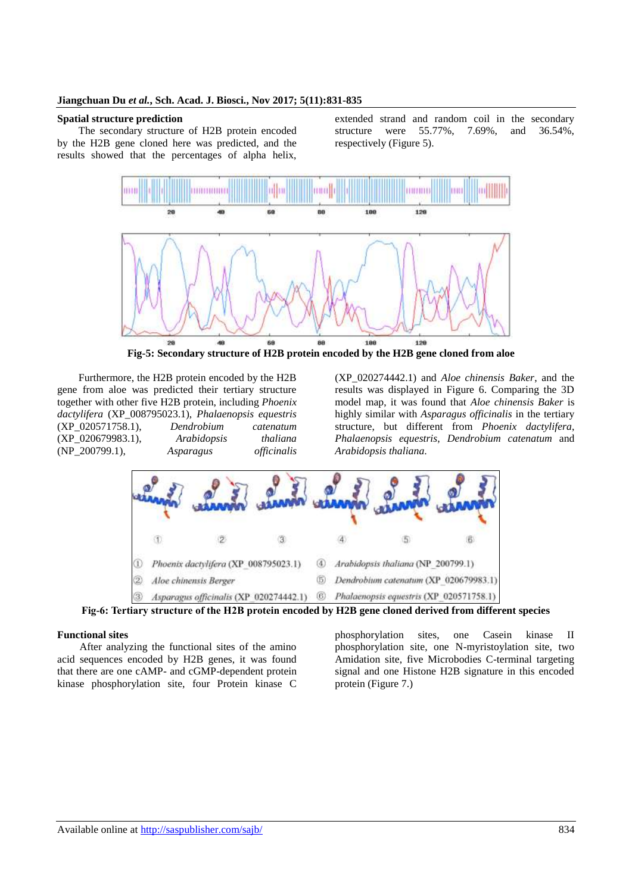### Spatial structure prediction

The secondary structure of H2B protein encoded by the H2B gene cloned here was predicted, and the results showed that the percentages of alpha helix, extended strand and random coil in the secondary structure were 55.77%, 7.69%, and 36.54%, respectively (Figure 5).

20 40 60 80 100 120

20 40 60 80 100 120

**Fig-5: Secondary structure of H2B protein encoded by the H2B gene cloned from aloe**

Furthermore, the H2B protein encoded by the H2B gene from aloe was predicted their tertiary structure together with other five H2B protein, including *Phoenix dactylifera* (XP_008795023.1), *Phalaenopsis equestris* (XP_020571758.1), *Dendrobium catenatum* (XP_020679983.1), *Arabidopsis thaliana* (NP_200799.1), *Asparagus officinalis* (XP_020274442.1) and *Aloe chinensis Baker*, and the results was displayed in Figure 6. Comparing the 3D model map, it was found that *Aloe chinensis Baker* is highly similar with *Asparagus officinalis* in the tertiary structure, but different from *Phoenix dactylifera*, *Phalaenopsis equestris*, *Dendrobium catenatum* and *Arabidopsis thaliana*.

① ② ③ ④ ⑤ ⑥

① *Phoenix dactylifera* (XP_008795023.1)
② *Aloe chinensis Berger*
③ *Asparagus officinalis* (XP_020274442.1)
④ *Arabidopsis thaliana* (NP_200799.1)
⑤ *Dendrobium catenatum* (XP_020679983.1)
⑥ *Phalaenopsis equestris* (XP_020571758.1)

**Fig-6: Tertiary structure of the H2B protein encoded by H2B gene cloned derived from different species**

### Functional sites

After analyzing the functional sites of the amino acid sequences encoded by H2B genes, it was found that there are one cAMP- and cGMP-dependent protein kinase phosphorylation site, four Protein kinase C phosphorylation sites, one Casein kinase II phosphorylation site, one N-myristoylation site, two Amidation site, five Microbodies C-terminal targeting signal and one Histone H2B signature in this encoded protein (Figure 7.)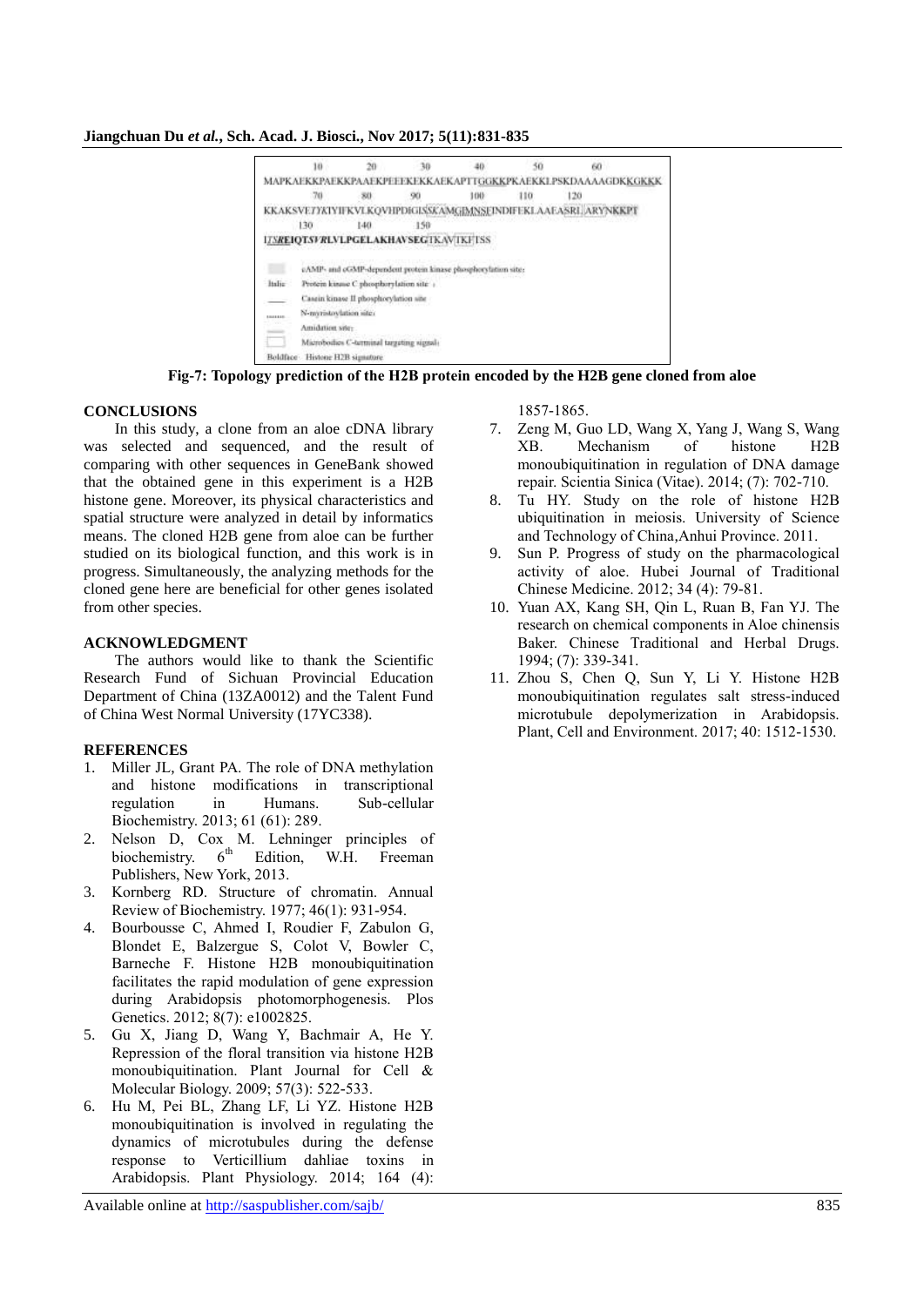```
     10        20        30        40        50        60
MAPKAEKKPAEKKPAAEKPPEEEKEKKAEKAPTTGGKKPKAEKKLPSKDAAAAGDKKGKKK
     70        80        90       100       110       120
KKAKSVETYKIYIFKVLKQVHPDIGISSKAMGIMNSFINDIFEKLAAEASRLARYNKKPT
    130       140       150
ITSREIQTSVRLVLPGELAKHAVSEGTKAVTKFTSS
```

cAMP- and cGMP-dependent protein kinase phosphorylation site;
Italic: Protein kinase C phosphorylation site ;
Casein kinase II phosphorylation site
N-myristoylation site;
Amidation site;
Microbodies C-terminal targeting signal;
Boldface: Histone H2B signature

**Fig-7: Topology prediction of the H2B protein encoded by the H2B gene cloned from aloe**

## CONCLUSIONS

In this study, a clone from an aloe cDNA library was selected and sequenced, and the result of comparing with other sequences in GeneBank showed that the obtained gene in this experiment is a H2B histone gene. Moreover, its physical characteristics and spatial structure were analyzed in detail by informatics means. The cloned H2B gene from aloe can be further studied on its biological function, and this work is in progress. Simultaneously, the analyzing methods for the cloned gene here are beneficial for other genes isolated from other species.

## ACKNOWLEDGMENT

The authors would like to thank the Scientific Research Fund of Sichuan Provincial Education Department of China (13ZA0012) and the Talent Fund of China West Normal University (17YC338).

## REFERENCES

1. Miller JL, Grant PA. The role of DNA methylation and histone modifications in transcriptional regulation in Humans. Sub-cellular Biochemistry. 2013; 61 (61): 289.
2. Nelson D, Cox M. Lehninger principles of biochemistry. 6th Edition, W.H. Freeman Publishers, New York, 2013.
3. Kornberg RD. Structure of chromatin. Annual Review of Biochemistry. 1977; 46(1): 931-954.
4. Bourbousse C, Ahmed I, Roudier F, Zabulon G, Blondet E, Balzergue S, Colot V, Bowler C, Barneche F. Histone H2B monoubiquitination facilitates the rapid modulation of gene expression during Arabidopsis photomorphogenesis. Plos Genetics. 2012; 8(7): e1002825.
5. Gu X, Jiang D, Wang Y, Bachmair A, He Y. Repression of the floral transition via histone H2B monoubiquitination. Plant Journal for Cell & Molecular Biology. 2009; 57(3): 522-533.
6. Hu M, Pei BL, Zhang LF, Li YZ. Histone H2B monoubiquitination is involved in regulating the dynamics of microtubules during the defense response to Verticillium dahliae toxins in Arabidopsis. Plant Physiology. 2014; 164 (4): 1857-1865.
7. Zeng M, Guo LD, Wang X, Yang J, Wang S, Wang XB. Mechanism of histone H2B monoubiquitination in regulation of DNA damage repair. Scientia Sinica (Vitae). 2014; (7): 702-710.
8. Tu HY. Study on the role of histone H2B ubiquitination in meiosis. University of Science and Technology of China,Anhui Province. 2011.
9. Sun P. Progress of study on the pharmacological activity of aloe. Hubei Journal of Traditional Chinese Medicine. 2012; 34 (4): 79-81.
10. Yuan AX, Kang SH, Qin L, Ruan B, Fan YJ. The research on chemical components in Aloe chinensis Baker. Chinese Traditional and Herbal Drugs. 1994; (7): 339-341.
11. Zhou S, Chen Q, Sun Y, Li Y. Histone H2B monoubiquitination regulates salt stress-induced microtubule depolymerization in Arabidopsis. Plant, Cell and Environment. 2017; 40: 1512-1530.